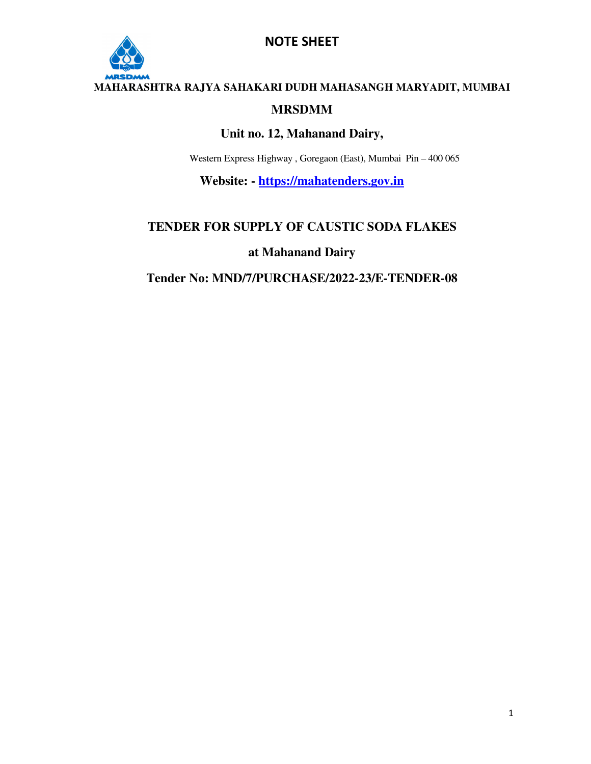# NOTE SHEET

MRSDMM

**MAHARASHTRA RAJYA SAHAKARI DUDH MAHASANGH MARYADIT, MUMBAI**

**MRSDMM**

**Unit no. 12, Mahanand Dairy,**

Western Express Highway , Goregaon (East), Mumbai Pin – 400 065

**Website: - [https://mahatenders.gov.in](https://mahatenders.gov.in)**

## TENDER FOR SUPPLY OF CAUSTIC SODA FLAKES

## at Mahanand Dairy

## Tender No: MND/7/PURCHASE/2022-23/E-TENDER-08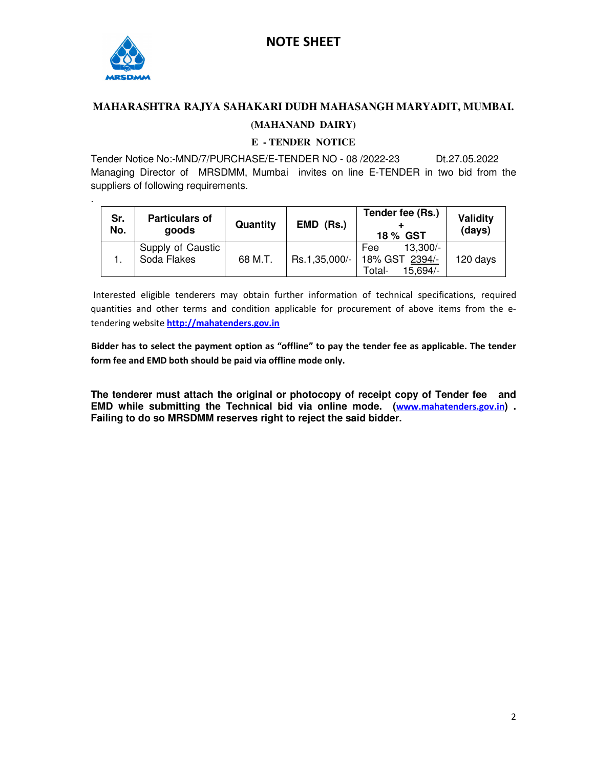# NOTE SHEET

## MAHARASHTRA RAJYA SAHAKARI DUDH MAHASANGH MARYADIT, MUMBAI.

### (MAHANAND DAIRY)

### E - TENDER NOTICE

Tender Notice No:-MND/7/PURCHASE/E-TENDER NO - 08 /2022-23 Dt.27.05.2022

Managing Director of MRSDMM, Mumbai invites on line E-TENDER in two bid from the suppliers of following requirements.

.

| Sr. No. | Particulars of goods | Quantity | EMD (Rs.) | Tender fee (Rs.) + 18 % GST | Validity (days) |
|---|---|---|---|---|---|
| 1. | Supply of Caustic Soda Flakes | 68 M.T. | Rs.1,35,000/- | Fee 13,300/-<br>18% GST 2394/-<br>Total- 15,694/- | 120 days |

Interested eligible tenderers may obtain further information of technical specifications, required quantities and other terms and condition applicable for procurement of above items from the e-tendering website **http://mahatenders.gov.in**

**Bidder has to select the payment option as "offline" to pay the tender fee as applicable. The tender form fee and EMD both should be paid via offline mode only.**

**The tenderer must attach the original or photocopy of receipt copy of Tender fee and EMD while submitting the Technical bid via online mode. (www.mahatenders.gov.in) . Failing to do so MRSDMM reserves right to reject the said bidder.**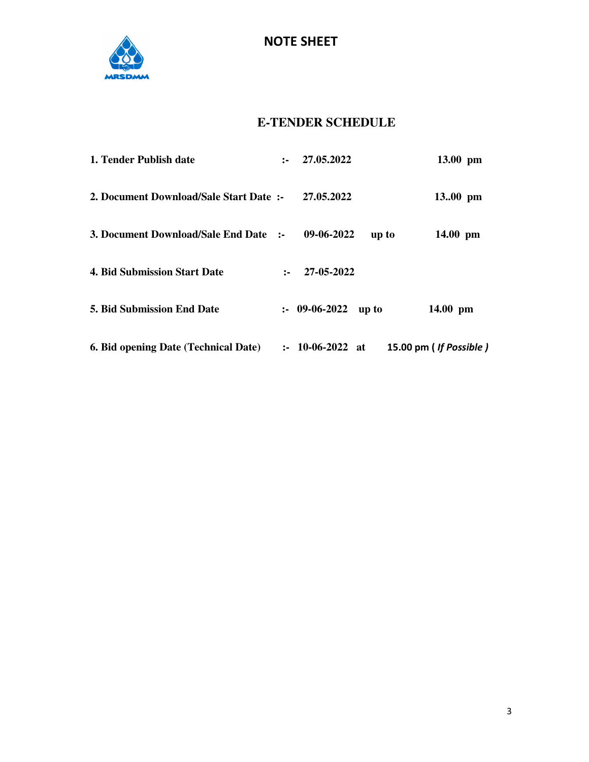# NOTE SHEET

MRSDMM

## E-TENDER SCHEDULE

| | | | | |
|---|---|---|---|---|
| **1. Tender Publish date** | **:-** | **27.05.2022** | | **13.00 pm** |
| **2. Document Download/Sale Start Date** | **:-** | **27.05.2022** | | **13..00 pm** |
| **3. Document Download/Sale End Date** | **:-** | **09-06-2022** | **up to** | **14.00 pm** |
| **4. Bid Submission Start Date** | **:-** | **27-05-2022** | | |
| **5. Bid Submission End Date** | **:-** | **09-06-2022** | **up to** | **14.00 pm** |
| **6. Bid opening Date (Technical Date)** | **:-** | **10-06-2022** | **at** | **15.00 pm ( *If Possible* )** |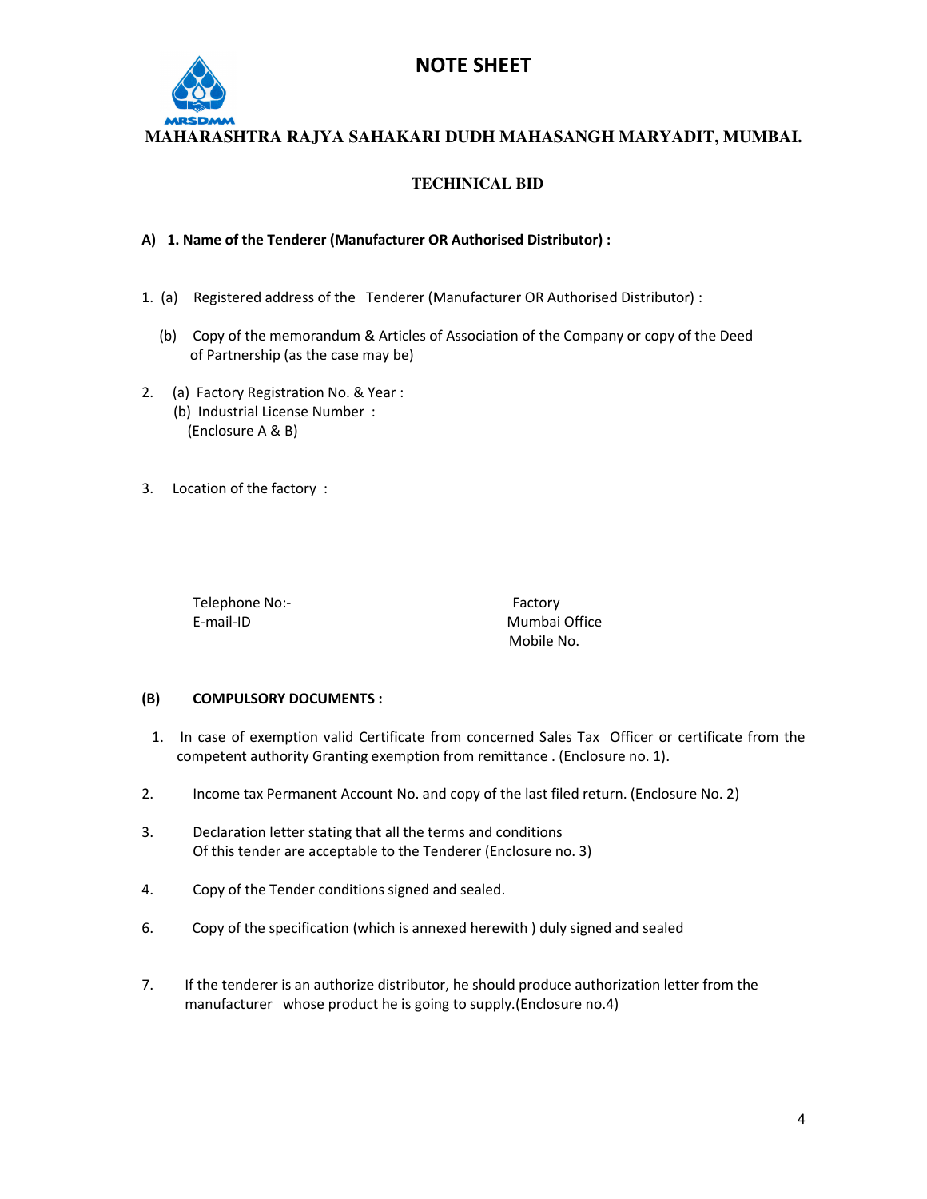# NOTE SHEET

**MAHARASHTRA RAJYA SAHAKARI DUDH MAHASANGH MARYADIT, MUMBAI.**

**TECHINICAL BID**

**A) 1. Name of the Tenderer (Manufacturer OR Authorised Distributor) :**

1. (a) Registered address of the Tenderer (Manufacturer OR Authorised Distributor) :

   (b) Copy of the memorandum & Articles of Association of the Company or copy of the Deed of Partnership (as the case may be)

2. (a) Factory Registration No. & Year :
   (b) Industrial License Number :
   (Enclosure A & B)

3. Location of the factory :

Telephone No:- Factory
Mumbai Office
E-mail-ID
Mobile No.

**(B) COMPULSORY DOCUMENTS :**

1. In case of exemption valid Certificate from concerned Sales Tax Officer or certificate from the competent authority Granting exemption from remittance . (Enclosure no. 1).

2. Income tax Permanent Account No. and copy of the last filed return. (Enclosure No. 2)

3. Declaration letter stating that all the terms and conditions Of this tender are acceptable to the Tenderer (Enclosure no. 3)

4. Copy of the Tender conditions signed and sealed.

6. Copy of the specification (which is annexed herewith ) duly signed and sealed

7. If the tenderer is an authorize distributor, he should produce authorization letter from the manufacturer whose product he is going to supply.(Enclosure no.4)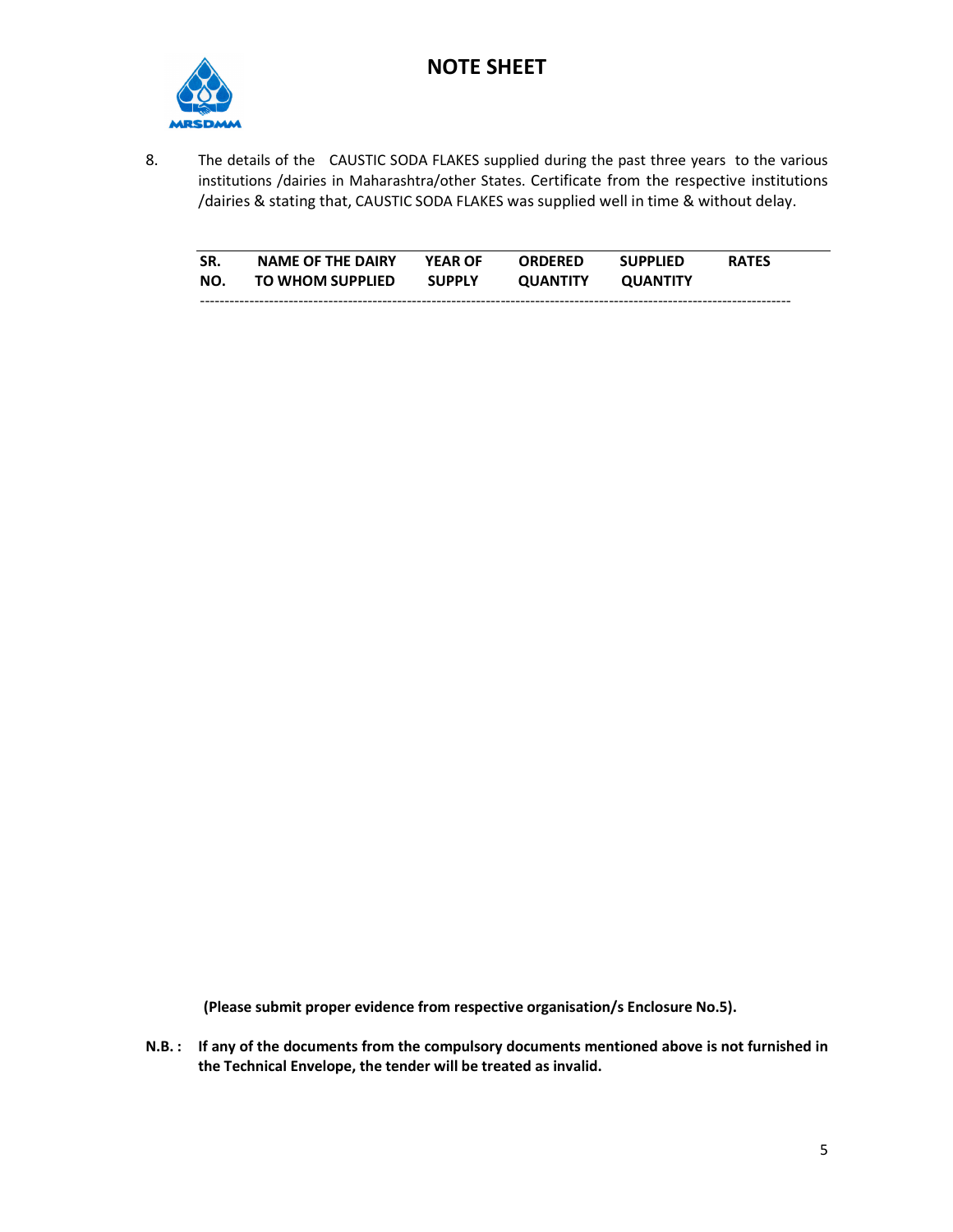# NOTE SHEET

8. The details of the CAUSTIC SODA FLAKES supplied during the past three years to the various institutions /dairies in Maharashtra/other States. Certificate from the respective institutions /dairies & stating that, CAUSTIC SODA FLAKES was supplied well in time & without delay.

| SR. NO. | NAME OF THE DAIRY TO WHOM SUPPLIED | YEAR OF SUPPLY | ORDERED QUANTITY | SUPPLIED QUANTITY | RATES |
|---|---|---|---|---|---|

**(Please submit proper evidence from respective organisation/s Enclosure No.5).**

**N.B. : If any of the documents from the compulsory documents mentioned above is not furnished in the Technical Envelope, the tender will be treated as invalid.**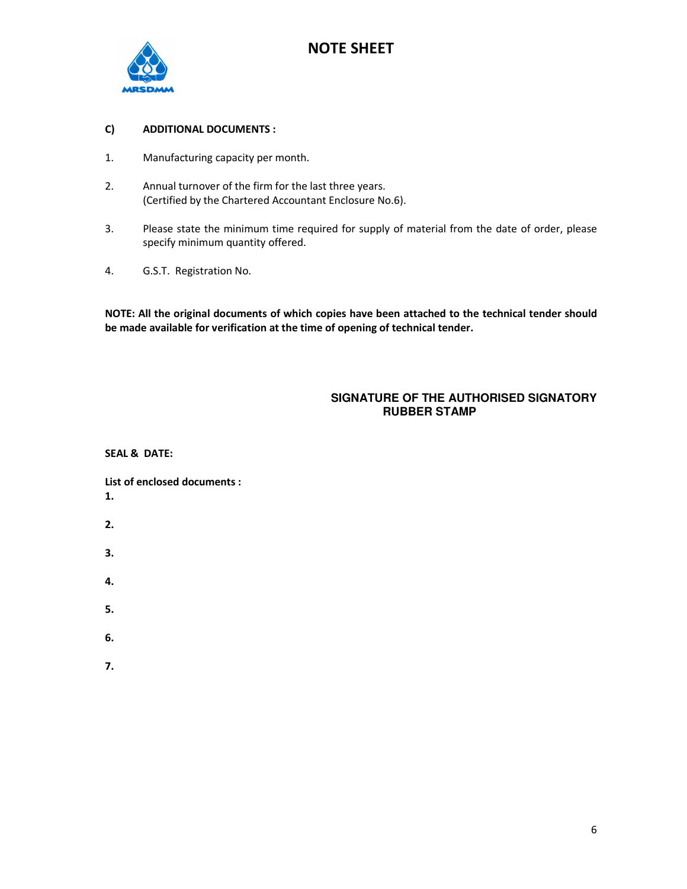# NOTE SHEET

**C) ADDITIONAL DOCUMENTS :**

1. Manufacturing capacity per month.

2. Annual turnover of the firm for the last three years.
   (Certified by the Chartered Accountant Enclosure No.6).

3. Please state the minimum time required for supply of material from the date of order, please specify minimum quantity offered.

4. G.S.T. Registration No.

**NOTE: All the original documents of which copies have been attached to the technical tender should be made available for verification at the time of opening of technical tender.**

**SIGNATURE OF THE AUTHORISED SIGNATORY**
**RUBBER STAMP**

**SEAL & DATE:**

**List of enclosed documents :**

**1.**

**2.**

**3.**

**4.**

**5.**

**6.**

**7.**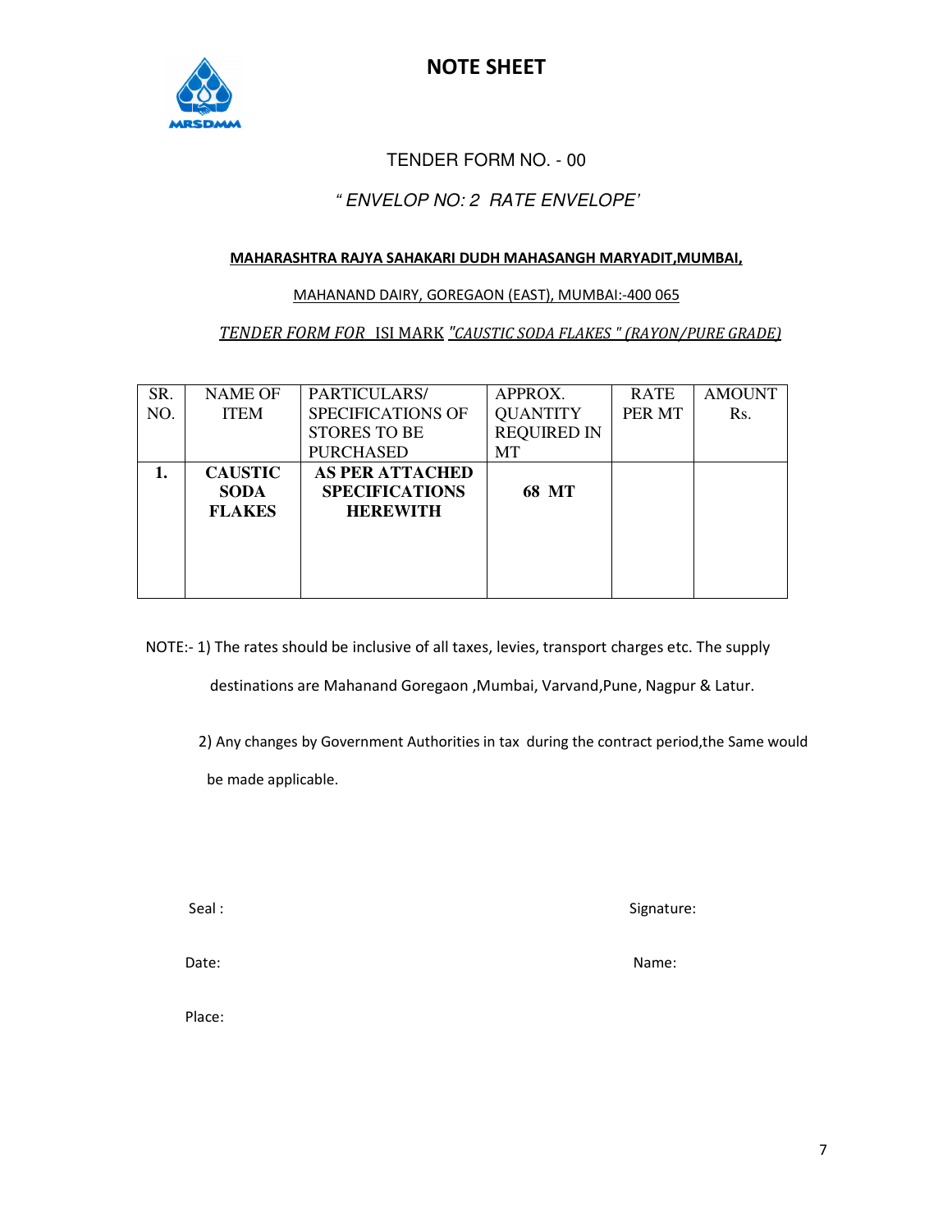# NOTE SHEET

TENDER FORM NO. - 00

*" ENVELOP NO: 2 RATE ENVELOPE'*

**MAHARASHTRA RAJYA SAHAKARI DUDH MAHASANGH MARYADIT,MUMBAI,**

MAHANAND DAIRY, GOREGAON (EAST), MUMBAI:-400 065

*TENDER FORM FOR* ISI MARK *"CAUSTIC SODA FLAKES " (RAYON/PURE GRADE)*

| SR. NO. | NAME OF ITEM | PARTICULARS/ SPECIFICATIONS OF STORES TO BE PURCHASED | APPROX. QUANTITY REQUIRED IN MT | RATE PER MT | AMOUNT Rs. |
|---|---|---|---|---|---|
| **1.** | **CAUSTIC SODA FLAKES** | **AS PER ATTACHED SPECIFICATIONS HEREWITH** | **68 MT** | | |

NOTE:- 1) The rates should be inclusive of all taxes, levies, transport charges etc. The supply destinations are Mahanand Goregaon ,Mumbai, Varvand,Pune, Nagpur & Latur.

2) Any changes by Government Authorities in tax during the contract period,the Same would be made applicable.

Seal :

Signature:

Date:

Name:

Place: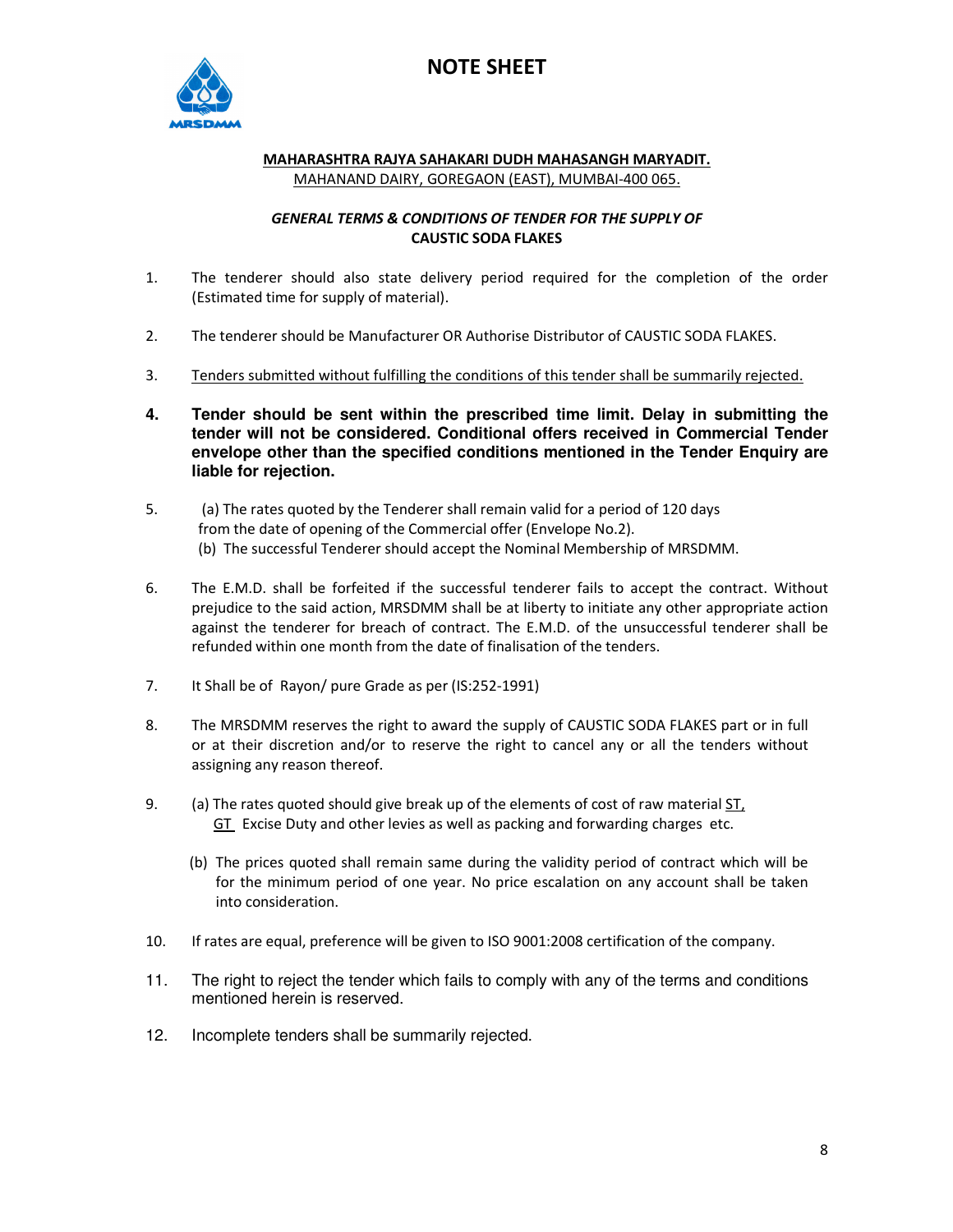# NOTE SHEET

**MAHARASHTRA RAJYA SAHAKARI DUDH MAHASANGH MARYADIT.**
MAHANAND DAIRY, GOREGAON (EAST), MUMBAI-400 065.

***GENERAL TERMS & CONDITIONS OF TENDER FOR THE SUPPLY OF***
**CAUSTIC SODA FLAKES**

1. The tenderer should also state delivery period required for the completion of the order (Estimated time for supply of material).

2. The tenderer should be Manufacturer OR Authorise Distributor of CAUSTIC SODA FLAKES.

3. Tenders submitted without fulfilling the conditions of this tender shall be summarily rejected.

4. **Tender should be sent within the prescribed time limit. Delay in submitting the tender will not be considered. Conditional offers received in Commercial Tender envelope other than the specified conditions mentioned in the Tender Enquiry are liable for rejection.**

5. (a) The rates quoted by the Tenderer shall remain valid for a period of 120 days from the date of opening of the Commercial offer (Envelope No.2).
   (b) The successful Tenderer should accept the Nominal Membership of MRSDMM.

6. The E.M.D. shall be forfeited if the successful tenderer fails to accept the contract. Without prejudice to the said action, MRSDMM shall be at liberty to initiate any other appropriate action against the tenderer for breach of contract. The E.M.D. of the unsuccessful tenderer shall be refunded within one month from the date of finalisation of the tenders.

7. It Shall be of Rayon/ pure Grade as per (IS:252-1991)

8. The MRSDMM reserves the right to award the supply of CAUSTIC SODA FLAKES part or in full or at their discretion and/or to reserve the right to cancel any or all the tenders without assigning any reason thereof.

9. (a) The rates quoted should give break up of the elements of cost of raw material ST, GT Excise Duty and other levies as well as packing and forwarding charges etc.
   (b) The prices quoted shall remain same during the validity period of contract which will be for the minimum period of one year. No price escalation on any account shall be taken into consideration.

10. If rates are equal, preference will be given to ISO 9001:2008 certification of the company.

11. The right to reject the tender which fails to comply with any of the terms and conditions mentioned herein is reserved.

12. Incomplete tenders shall be summarily rejected.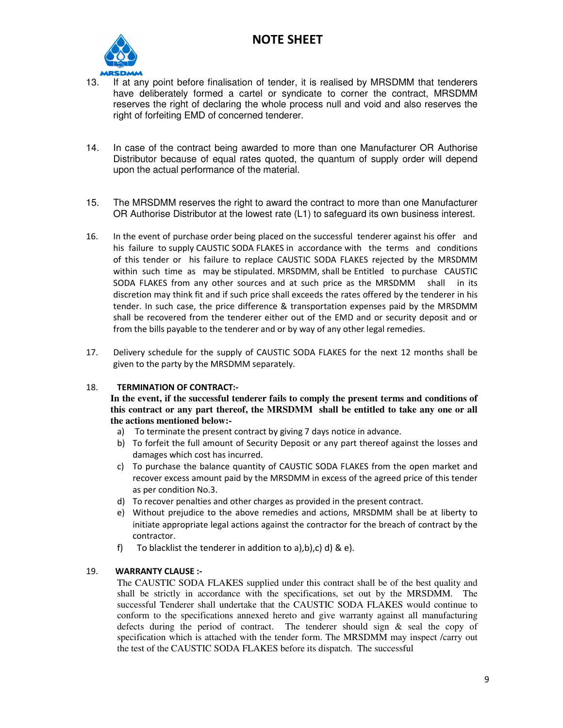# NOTE SHEET

13. If at any point before finalisation of tender, it is realised by MRSDMM that tenderers have deliberately formed a cartel or syndicate to corner the contract, MRSDMM reserves the right of declaring the whole process null and void and also reserves the right of forfeiting EMD of concerned tenderer.

14. In case of the contract being awarded to more than one Manufacturer OR Authorise Distributor because of equal rates quoted, the quantum of supply order will depend upon the actual performance of the material.

15. The MRSDMM reserves the right to award the contract to more than one Manufacturer OR Authorise Distributor at the lowest rate (L1) to safeguard its own business interest.

16. In the event of purchase order being placed on the successful tenderer against his offer and his failure to supply CAUSTIC SODA FLAKES in accordance with the terms and conditions of this tender or his failure to replace CAUSTIC SODA FLAKES rejected by the MRSDMM within such time as may be stipulated. MRSDMM, shall be Entitled to purchase CAUSTIC SODA FLAKES from any other sources and at such price as the MRSDMM shall in its discretion may think fit and if such price shall exceeds the rates offered by the tenderer in his tender. In such case, the price difference & transportation expenses paid by the MRSDMM shall be recovered from the tenderer either out of the EMD and or security deposit and or from the bills payable to the tenderer and or by way of any other legal remedies.

17. Delivery schedule for the supply of CAUSTIC SODA FLAKES for the next 12 months shall be given to the party by the MRSDMM separately.

18. **TERMINATION OF CONTRACT:-**

    **In the event, if the successful tenderer fails to comply the present terms and conditions of this contract or any part thereof, the MRSDMM shall be entitled to take any one or all the actions mentioned below:-**

    a) To terminate the present contract by giving 7 days notice in advance.
    b) To forfeit the full amount of Security Deposit or any part thereof against the losses and damages which cost has incurred.
    c) To purchase the balance quantity of CAUSTIC SODA FLAKES from the open market and recover excess amount paid by the MRSDMM in excess of the agreed price of this tender as per condition No.3.
    d) To recover penalties and other charges as provided in the present contract.
    e) Without prejudice to the above remedies and actions, MRSDMM shall be at liberty to initiate appropriate legal actions against the contractor for the breach of contract by the contractor.
    f) To blacklist the tenderer in addition to a),b),c) d) & e).

19. **WARRANTY CLAUSE :-**

    The CAUSTIC SODA FLAKES supplied under this contract shall be of the best quality and shall be strictly in accordance with the specifications, set out by the MRSDMM. The successful Tenderer shall undertake that the CAUSTIC SODA FLAKES would continue to conform to the specifications annexed hereto and give warranty against all manufacturing defects during the period of contract. The tenderer should sign & seal the copy of specification which is attached with the tender form. The MRSDMM may inspect /carry out the test of the CAUSTIC SODA FLAKES before its dispatch. The successful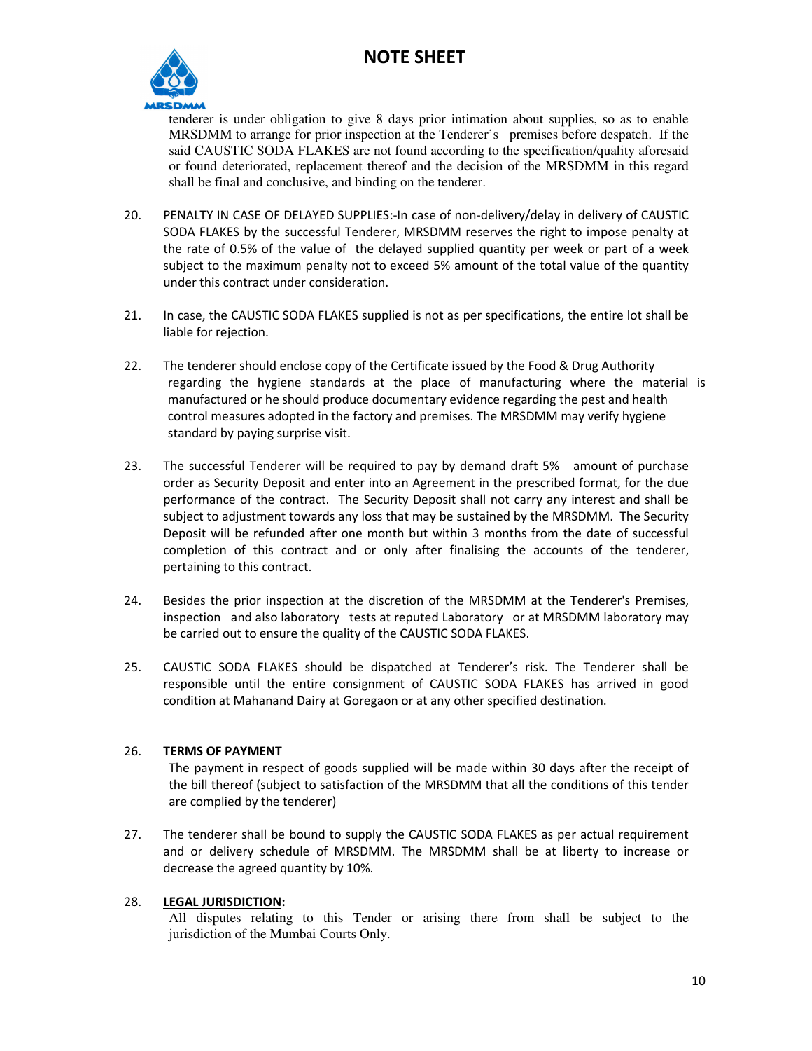tenderer is under obligation to give 8 days prior intimation about supplies, so as to enable MRSDMM to arrange for prior inspection at the Tenderer's premises before despatch. If the said CAUSTIC SODA FLAKES are not found according to the specification/quality aforesaid or found deteriorated, replacement thereof and the decision of the MRSDMM in this regard shall be final and conclusive, and binding on the tenderer.

20. PENALTY IN CASE OF DELAYED SUPPLIES:-In case of non-delivery/delay in delivery of CAUSTIC SODA FLAKES by the successful Tenderer, MRSDMM reserves the right to impose penalty at the rate of 0.5% of the value of the delayed supplied quantity per week or part of a week subject to the maximum penalty not to exceed 5% amount of the total value of the quantity under this contract under consideration.

21. In case, the CAUSTIC SODA FLAKES supplied is not as per specifications, the entire lot shall be liable for rejection.

22. The tenderer should enclose copy of the Certificate issued by the Food & Drug Authority regarding the hygiene standards at the place of manufacturing where the material is manufactured or he should produce documentary evidence regarding the pest and health control measures adopted in the factory and premises. The MRSDMM may verify hygiene standard by paying surprise visit.

23. The successful Tenderer will be required to pay by demand draft 5% amount of purchase order as Security Deposit and enter into an Agreement in the prescribed format, for the due performance of the contract. The Security Deposit shall not carry any interest and shall be subject to adjustment towards any loss that may be sustained by the MRSDMM. The Security Deposit will be refunded after one month but within 3 months from the date of successful completion of this contract and or only after finalising the accounts of the tenderer, pertaining to this contract.

24. Besides the prior inspection at the discretion of the MRSDMM at the Tenderer's Premises, inspection and also laboratory tests at reputed Laboratory or at MRSDMM laboratory may be carried out to ensure the quality of the CAUSTIC SODA FLAKES.

25. CAUSTIC SODA FLAKES should be dispatched at Tenderer's risk. The Tenderer shall be responsible until the entire consignment of CAUSTIC SODA FLAKES has arrived in good condition at Mahanand Dairy at Goregaon or at any other specified destination.

26. **TERMS OF PAYMENT**

    The payment in respect of goods supplied will be made within 30 days after the receipt of the bill thereof (subject to satisfaction of the MRSDMM that all the conditions of this tender are complied by the tenderer)

27. The tenderer shall be bound to supply the CAUSTIC SODA FLAKES as per actual requirement and or delivery schedule of MRSDMM. The MRSDMM shall be at liberty to increase or decrease the agreed quantity by 10%.

28. **<u>LEGAL JURISDICTION</u>:**

    All disputes relating to this Tender or arising there from shall be subject to the jurisdiction of the Mumbai Courts Only.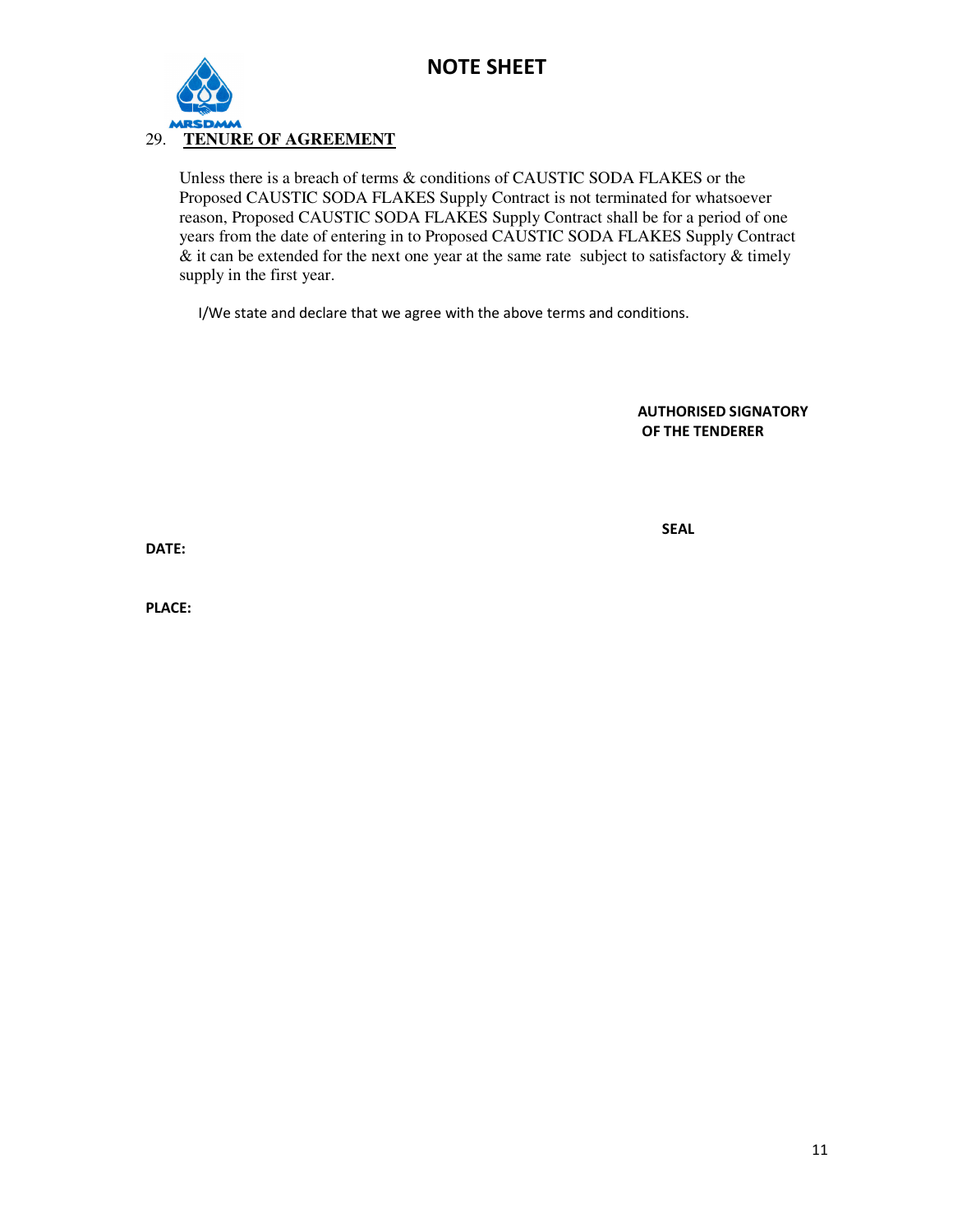# NOTE SHEET

MRSDMM

29. **TENURE OF AGREEMENT**

Unless there is a breach of terms & conditions of CAUSTIC SODA FLAKES or the Proposed CAUSTIC SODA FLAKES Supply Contract is not terminated for whatsoever reason, Proposed CAUSTIC SODA FLAKES Supply Contract shall be for a period of one years from the date of entering in to Proposed CAUSTIC SODA FLAKES Supply Contract & it can be extended for the next one year at the same rate subject to satisfactory & timely supply in the first year.

I/We state and declare that we agree with the above terms and conditions.

**AUTHORISED SIGNATORY OF THE TENDERER**

**SEAL**

**DATE:**

**PLACE:**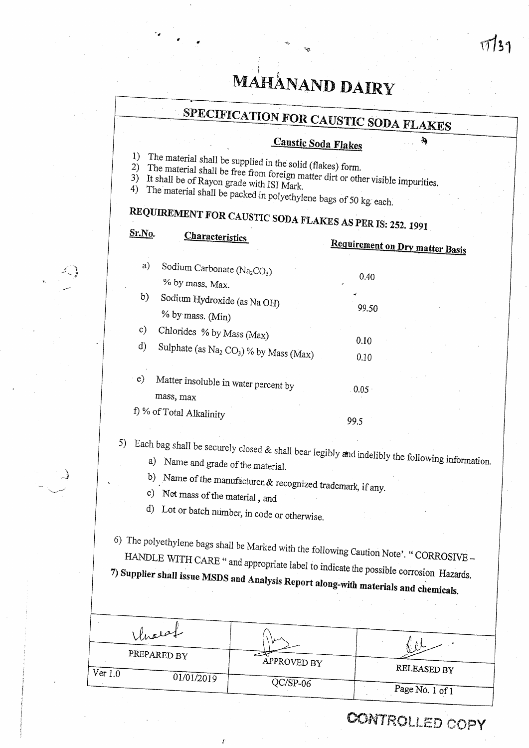# MAHANAND DAIRY

## SPECIFICATION FOR CAUSTIC SODA FLAKES

### Caustic Soda Flakes

1) The material shall be supplied in the solid (flakes) form.
2) The material shall be free from foreign matter dirt or other visible impurities.
3) It shall be of Rayon grade with ISI Mark.
4) The material shall be packed in polyethylene bags of 50 kg. each.

### REQUIREMENT FOR CAUSTIC SODA FLAKES AS PER IS: 252. 1991

| Sr.No. | Characteristics | Requirement on Dry matter Basis |
|---|---|---|
| a) | Sodium Carbonate ($Na_2CO_3$) % by mass, Max. | 0.40 |
| b) | Sodium Hydroxide (as Na OH) % by mass. (Min) | 99.50 |
| c) | Chlorides % by Mass (Max) | 0.10 |
| d) | Sulphate (as $Na_2 CO_3$) % by Mass (Max) | 0.10 |
| e) | Matter insoluble in water percent by mass, max | 0.05 |
| f) | % of Total Alkalinity | 99.5 |

5) Each bag shall be securely closed & shall bear legibly and indelibly the following information.
   a) Name and grade of the material.
   b) Name of the manufacturer & recognized trademark, if any.
   c) Net mass of the material , and
   d) Lot or batch number, in code or otherwise.

6) The polyethylene bags shall be Marked with the following Caution Note'. " CORROSIVE – HANDLE WITH CARE " and appropriate label to indicate the possible corrosion Hazards.

**7) Supplier shall issue MSDS and Analysis Report along-with materials and chemicals.**

| | | |
|---|---|---|
| PREPARED BY | APPROVED BY | RELEASED BY |
| Ver 1.0 01/01/2019 | QC/SP-06 | Page No. 1 of 1 |

CONTROLLED COPY